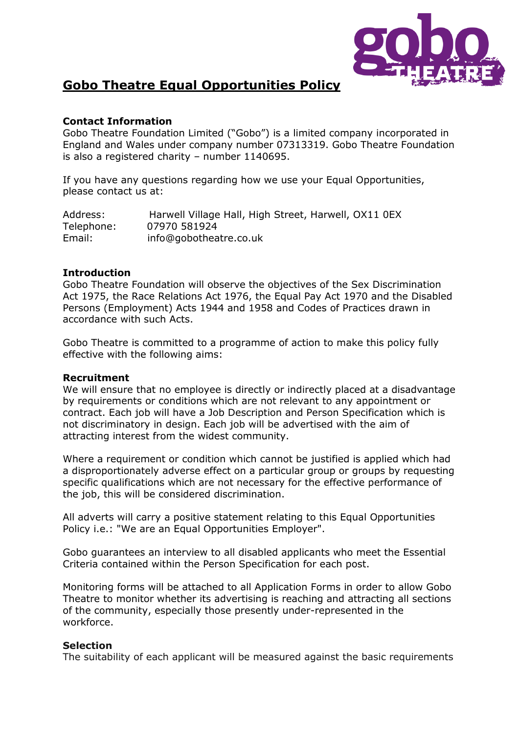# Gobo Theatre Equal Opportunities Policy

**Contact Information**
Gobo Theatre Foundation Limited ("Gobo") is a limited company incorporated in England and Wales under company number 07313319. Gobo Theatre Foundation is also a registered charity – number 1140695.

If you have any questions regarding how we use your Equal Opportunities, please contact us at:

Address: Harwell Village Hall, High Street, Harwell, OX11 0EX
Telephone: 07970 581924
Email: info@gobotheatre.co.uk

**Introduction**
Gobo Theatre Foundation will observe the objectives of the Sex Discrimination Act 1975, the Race Relations Act 1976, the Equal Pay Act 1970 and the Disabled Persons (Employment) Acts 1944 and 1958 and Codes of Practices drawn in accordance with such Acts.

Gobo Theatre is committed to a programme of action to make this policy fully effective with the following aims:

**Recruitment**
We will ensure that no employee is directly or indirectly placed at a disadvantage by requirements or conditions which are not relevant to any appointment or contract. Each job will have a Job Description and Person Specification which is not discriminatory in design. Each job will be advertised with the aim of attracting interest from the widest community.

Where a requirement or condition which cannot be justified is applied which had a disproportionately adverse effect on a particular group or groups by requesting specific qualifications which are not necessary for the effective performance of the job, this will be considered discrimination.

All adverts will carry a positive statement relating to this Equal Opportunities Policy i.e.: "We are an Equal Opportunities Employer".

Gobo guarantees an interview to all disabled applicants who meet the Essential Criteria contained within the Person Specification for each post.

Monitoring forms will be attached to all Application Forms in order to allow Gobo Theatre to monitor whether its advertising is reaching and attracting all sections of the community, especially those presently under-represented in the workforce.

**Selection**
The suitability of each applicant will be measured against the basic requirements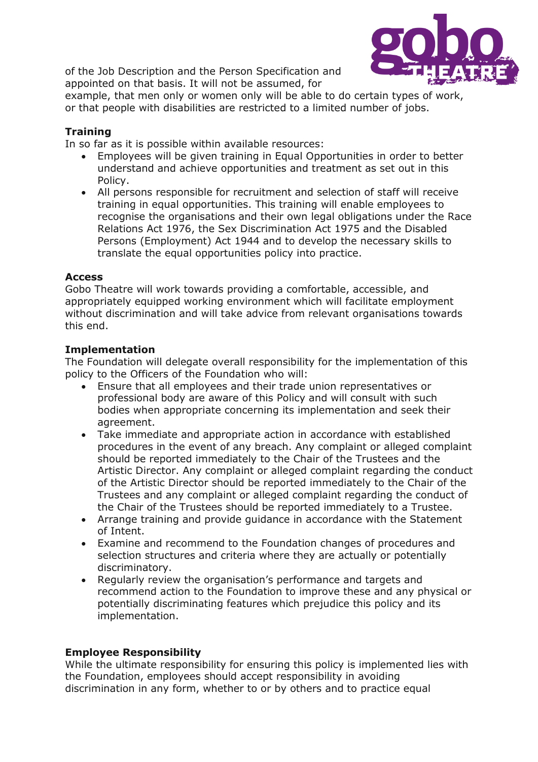of the Job Description and the Person Specification and appointed on that basis. It will not be assumed, for example, that men only or women only will be able to do certain types of work, or that people with disabilities are restricted to a limited number of jobs.

**Training**

In so far as it is possible within available resources:

- Employees will be given training in Equal Opportunities in order to better understand and achieve opportunities and treatment as set out in this Policy.
- All persons responsible for recruitment and selection of staff will receive training in equal opportunities. This training will enable employees to recognise the organisations and their own legal obligations under the Race Relations Act 1976, the Sex Discrimination Act 1975 and the Disabled Persons (Employment) Act 1944 and to develop the necessary skills to translate the equal opportunities policy into practice.

**Access**

Gobo Theatre will work towards providing a comfortable, accessible, and appropriately equipped working environment which will facilitate employment without discrimination and will take advice from relevant organisations towards this end.

**Implementation**

The Foundation will delegate overall responsibility for the implementation of this policy to the Officers of the Foundation who will:

- Ensure that all employees and their trade union representatives or professional body are aware of this Policy and will consult with such bodies when appropriate concerning its implementation and seek their agreement.
- Take immediate and appropriate action in accordance with established procedures in the event of any breach. Any complaint or alleged complaint should be reported immediately to the Chair of the Trustees and the Artistic Director. Any complaint or alleged complaint regarding the conduct of the Artistic Director should be reported immediately to the Chair of the Trustees and any complaint or alleged complaint regarding the conduct of the Chair of the Trustees should be reported immediately to a Trustee.
- Arrange training and provide guidance in accordance with the Statement of Intent.
- Examine and recommend to the Foundation changes of procedures and selection structures and criteria where they are actually or potentially discriminatory.
- Regularly review the organisation's performance and targets and recommend action to the Foundation to improve these and any physical or potentially discriminating features which prejudice this policy and its implementation.

**Employee Responsibility**

While the ultimate responsibility for ensuring this policy is implemented lies with the Foundation, employees should accept responsibility in avoiding discrimination in any form, whether to or by others and to practice equal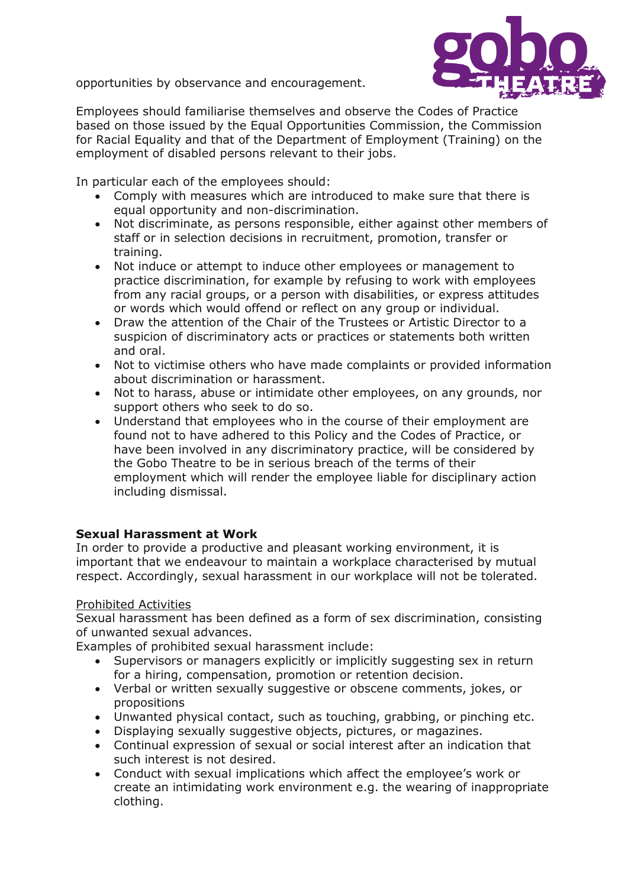opportunities by observance and encouragement.

Employees should familiarise themselves and observe the Codes of Practice based on those issued by the Equal Opportunities Commission, the Commission for Racial Equality and that of the Department of Employment (Training) on the employment of disabled persons relevant to their jobs.

In particular each of the employees should:

- Comply with measures which are introduced to make sure that there is equal opportunity and non-discrimination.
- Not discriminate, as persons responsible, either against other members of staff or in selection decisions in recruitment, promotion, transfer or training.
- Not induce or attempt to induce other employees or management to practice discrimination, for example by refusing to work with employees from any racial groups, or a person with disabilities, or express attitudes or words which would offend or reflect on any group or individual.
- Draw the attention of the Chair of the Trustees or Artistic Director to a suspicion of discriminatory acts or practices or statements both written and oral.
- Not to victimise others who have made complaints or provided information about discrimination or harassment.
- Not to harass, abuse or intimidate other employees, on any grounds, nor support others who seek to do so.
- Understand that employees who in the course of their employment are found not to have adhered to this Policy and the Codes of Practice, or have been involved in any discriminatory practice, will be considered by the Gobo Theatre to be in serious breach of the terms of their employment which will render the employee liable for disciplinary action including dismissal.

**Sexual Harassment at Work**

In order to provide a productive and pleasant working environment, it is important that we endeavour to maintain a workplace characterised by mutual respect. Accordingly, sexual harassment in our workplace will not be tolerated.

<u>Prohibited Activities</u>

Sexual harassment has been defined as a form of sex discrimination, consisting of unwanted sexual advances.

Examples of prohibited sexual harassment include:

- Supervisors or managers explicitly or implicitly suggesting sex in return for a hiring, compensation, promotion or retention decision.
- Verbal or written sexually suggestive or obscene comments, jokes, or propositions
- Unwanted physical contact, such as touching, grabbing, or pinching etc.
- Displaying sexually suggestive objects, pictures, or magazines.
- Continual expression of sexual or social interest after an indication that such interest is not desired.
- Conduct with sexual implications which affect the employee's work or create an intimidating work environment e.g. the wearing of inappropriate clothing.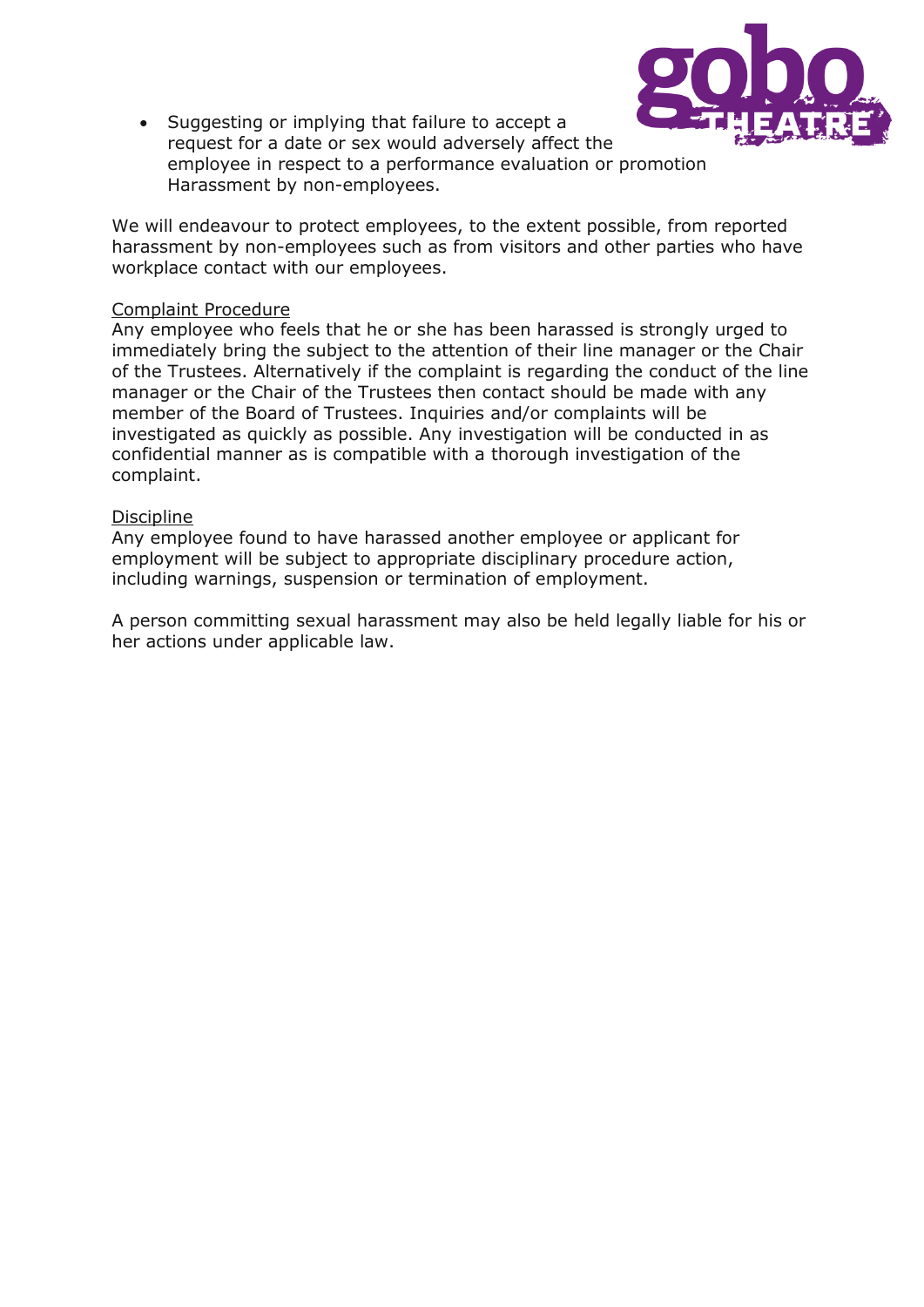- Suggesting or implying that failure to accept a request for a date or sex would adversely affect the employee in respect to a performance evaluation or promotion Harassment by non-employees.

We will endeavour to protect employees, to the extent possible, from reported harassment by non-employees such as from visitors and other parties who have workplace contact with our employees.

Complaint Procedure

Any employee who feels that he or she has been harassed is strongly urged to immediately bring the subject to the attention of their line manager or the Chair of the Trustees. Alternatively if the complaint is regarding the conduct of the line manager or the Chair of the Trustees then contact should be made with any member of the Board of Trustees. Inquiries and/or complaints will be investigated as quickly as possible. Any investigation will be conducted in as confidential manner as is compatible with a thorough investigation of the complaint.

Discipline

Any employee found to have harassed another employee or applicant for employment will be subject to appropriate disciplinary procedure action, including warnings, suspension or termination of employment.

A person committing sexual harassment may also be held legally liable for his or her actions under applicable law.